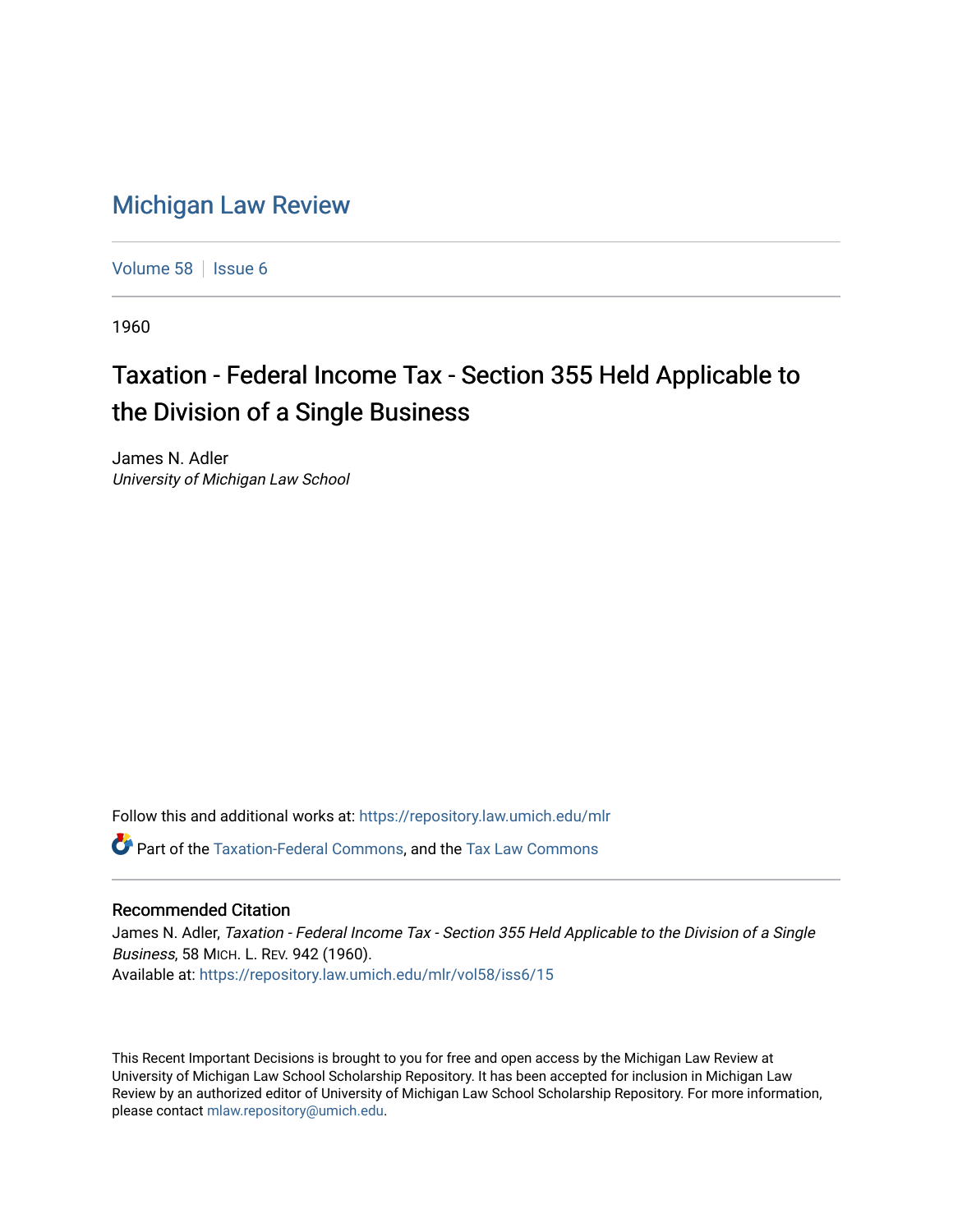# Michigan Law Review

Volume 58 | Issue 6

1960

## Taxation - Federal Income Tax - Section 355 Held Applicable to the Division of a Single Business

James N. Adler
*University of Michigan Law School*

Follow this and additional works at: https://repository.law.umich.edu/mlr

Part of the Taxation-Federal Commons, and the Tax Law Commons

### Recommended Citation

James N. Adler, *Taxation - Federal Income Tax - Section 355 Held Applicable to the Division of a Single Business*, 58 MICH. L. REV. 942 (1960).
Available at: https://repository.law.umich.edu/mlr/vol58/iss6/15

This Recent Important Decisions is brought to you for free and open access by the Michigan Law Review at University of Michigan Law School Scholarship Repository. It has been accepted for inclusion in Michigan Law Review by an authorized editor of University of Michigan Law School Scholarship Repository. For more information, please contact mlaw.repository@umich.edu.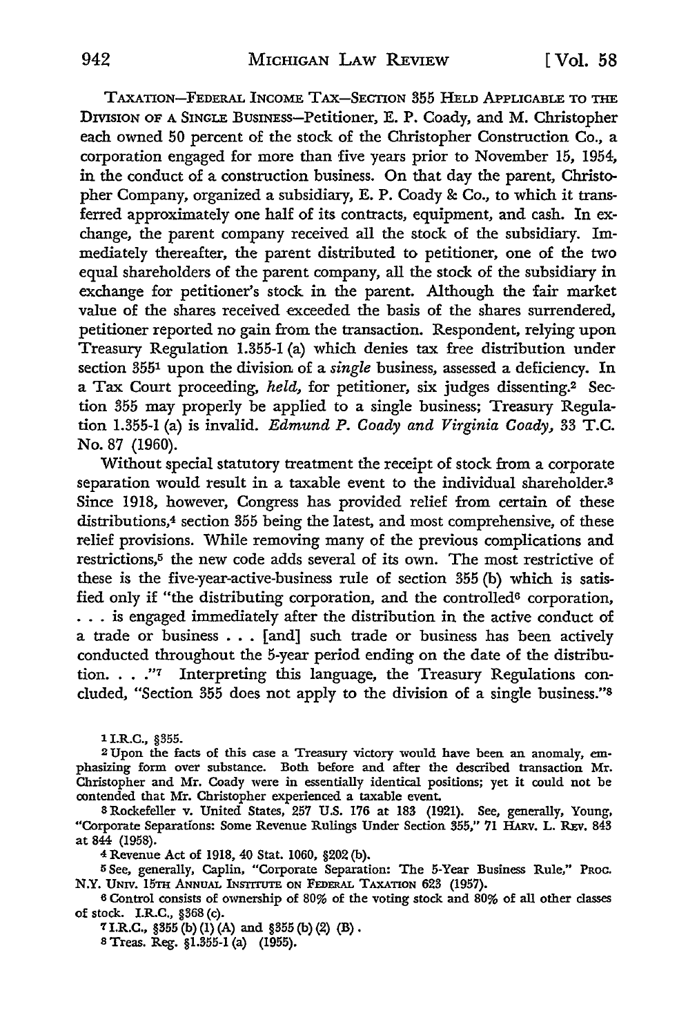TAXATION—FEDERAL INCOME TAX—SECTION 355 HELD APPLICABLE TO THE DIVISION OF A SINGLE BUSINESS—Petitioner, E. P. Coady, and M. Christopher each owned 50 percent of the stock of the Christopher Construction Co., a corporation engaged for more than five years prior to November 15, 1954, in the conduct of a construction business. On that day the parent, Christopher Company, organized a subsidiary, E. P. Coady & Co., to which it transferred approximately one half of its contracts, equipment, and cash. In exchange, the parent company received all the stock of the subsidiary. Immediately thereafter, the parent distributed to petitioner, one of the two equal shareholders of the parent company, all the stock of the subsidiary in exchange for petitioner's stock in the parent. Although the fair market value of the shares received exceeded the basis of the shares surrendered, petitioner reported no gain from the transaction. Respondent, relying upon Treasury Regulation 1.355-1 (a) which denies tax free distribution under section 355[1] upon the division of a *single* business, assessed a deficiency. In a Tax Court proceeding, *held,* for petitioner, six judges dissenting.[2] Section 355 may properly be applied to a single business; Treasury Regulation 1.355-1 (a) is invalid. *Edmund P. Coady and Virginia Coady,* 33 T.C. No. 87 (1960).

Without special statutory treatment the receipt of stock from a corporate separation would result in a taxable event to the individual shareholder.[3] Since 1918, however, Congress has provided relief from certain of these distributions,[4] section 355 being the latest, and most comprehensive, of these relief provisions. While removing many of the previous complications and restrictions,[5] the new code adds several of its own. The most restrictive of these is the five-year-active-business rule of section 355 (b) which is satisfied only if "the distributing corporation, and the controlled[6] corporation, . . . is engaged immediately after the distribution in the active conduct of a trade or business . . . [and] such trade or business has been actively conducted throughout the 5-year period ending on the date of the distribution. . . ."[7] Interpreting this language, the Treasury Regulations concluded, "Section 355 does not apply to the division of a single business."[8]

---

1 I.R.C., §355.

2 Upon the facts of this case a Treasury victory would have been an anomaly, emphasizing form over substance. Both before and after the described transaction Mr. Christopher and Mr. Coady were in essentially identical positions; yet it could not be contended that Mr. Christopher experienced a taxable event.

3 Rockefeller v. United States, 257 U.S. 176 at 183 (1921). See, generally, Young, "Corporate Separations: Some Revenue Rulings Under Section 355," 71 HARV. L. REV. 843 at 844 (1958).

4 Revenue Act of 1918, 40 Stat. 1060, §202 (b).

5 See, generally, Caplin, "Corporate Separation: The 5-Year Business Rule," PROC. N.Y. UNIV. 15TH ANNUAL INSTITUTE ON FEDERAL TAXATION 623 (1957).

6 Control consists of ownership of 80% of the voting stock and 80% of all other classes of stock. I.R.C., §368 (c).

7 I.R.C., §355 (b) (1) (A) and §355 (b) (2) (B).

8 Treas. Reg. §1.355-1 (a) (1955).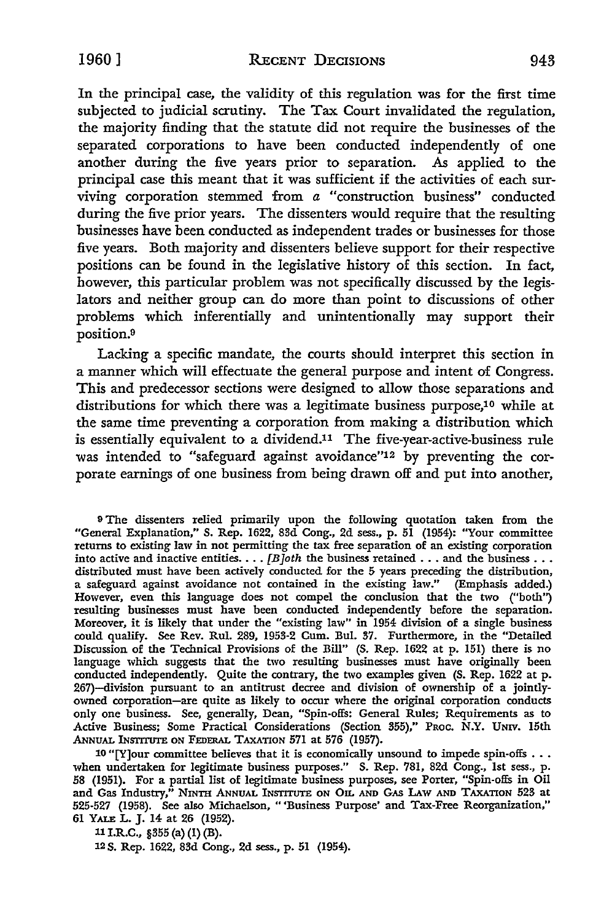In the principal case, the validity of this regulation was for the first time subjected to judicial scrutiny. The Tax Court invalidated the regulation, the majority finding that the statute did not require the businesses of the separated corporations to have been conducted independently of one another during the five years prior to separation. As applied to the principal case this meant that it was sufficient if the activities of each surviving corporation stemmed from *a* "construction business" conducted during the five prior years. The dissenters would require that the resulting businesses have been conducted as independent trades or businesses for those five years. Both majority and dissenters believe support for their respective positions can be found in the legislative history of this section. In fact, however, this particular problem was not specifically discussed by the legislators and neither group can do more than point to discussions of other problems which inferentially and unintentionally may support their position.[9]

Lacking a specific mandate, the courts should interpret this section in a manner which will effectuate the general purpose and intent of Congress. This and predecessor sections were designed to allow those separations and distributions for which there was a legitimate business purpose,[10] while at the same time preventing a corporation from making a distribution which is essentially equivalent to a dividend.[11] The five-year-active-business rule was intended to "safeguard against avoidance"[12] by preventing the corporate earnings of one business from being drawn off and put into another,

---

[9] The dissenters relied primarily upon the following quotation taken from the "General Explanation," S. Rep. 1622, 83d Cong., 2d sess., p. 51 (1954): "Your committee returns to existing law in not permitting the tax free separation of an existing corporation into active and inactive entities. . . . *[B]oth* the business retained . . . and the business . . . distributed must have been actively conducted for the 5 years preceding the distribution, a safeguard against avoidance not contained in the existing law." (Emphasis added.) However, even this language does not compel the conclusion that the two ("both") resulting businesses must have been conducted independently before the separation. Moreover, it is likely that under the "existing law" in 1954 division of a single business could qualify. See Rev. Rul. 289, 1953-2 Cum. Bul. 37. Furthermore, in the "Detailed Discussion of the Technical Provisions of the Bill" (S. Rep. 1622 at p. 151) there is no language which suggests that the two resulting businesses must have originally been conducted independently. Quite the contrary, the two examples given (S. Rep. 1622 at p. 267)—division pursuant to an antitrust decree and division of ownership of a jointly-owned corporation—are quite as likely to occur where the original corporation conducts only one business. See, generally, Dean, "Spin-offs: General Rules; Requirements as to Active Business; Some Practical Considerations (Section 355)," PROC. N.Y. UNIV. 15th ANNUAL INSTITUTE ON FEDERAL TAXATION 571 at 576 (1957).

[10] "[Y]our committee believes that it is economically unsound to impede spin-offs . . . when undertaken for legitimate business purposes." S. Rep. 781, 82d Cong., 1st sess., p. 58 (1951). For a partial list of legitimate business purposes, see Porter, "Spin-offs in Oil and Gas Industry," NINTH ANNUAL INSTITUTE ON OIL AND GAS LAW AND TAXATION 523 at 525-527 (1958). See also Michaelson, "'Business Purpose' and Tax-Free Reorganization," 61 YALE L. J. 14 at 26 (1952).

[11] I.R.C., §355 (a) (1) (B).

[12] S. Rep. 1622, 83d Cong., 2d sess., p. 51 (1954).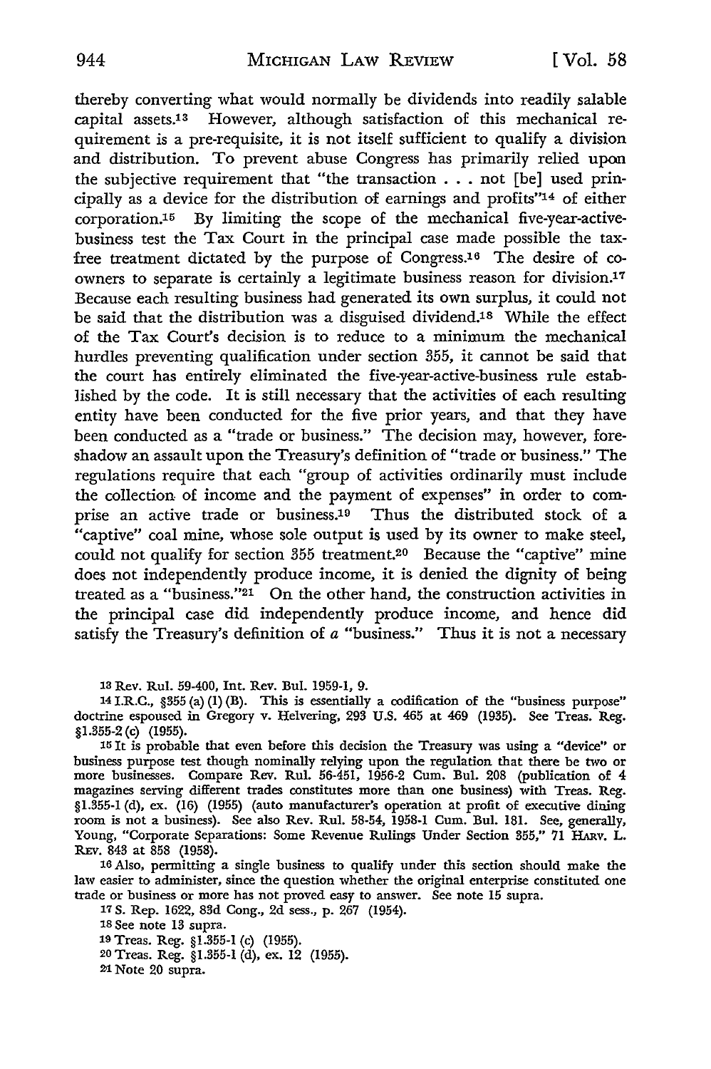thereby converting what would normally be dividends into readily salable capital assets.[13] However, although satisfaction of this mechanical requirement is a pre-requisite, it is not itself sufficient to qualify a division and distribution. To prevent abuse Congress has primarily relied upon the subjective requirement that "the transaction . . . not [be] used principally as a device for the distribution of earnings and profits"[14] of either corporation.[15] By limiting the scope of the mechanical five-year-active-business test the Tax Court in the principal case made possible the tax-free treatment dictated by the purpose of Congress.[16] The desire of co-owners to separate is certainly a legitimate business reason for division.[17] Because each resulting business had generated its own surplus, it could not be said that the distribution was a disguised dividend.[18] While the effect of the Tax Court's decision is to reduce to a minimum the mechanical hurdles preventing qualification under section 355, it cannot be said that the court has entirely eliminated the five-year-active-business rule established by the code. It is still necessary that the activities of each resulting entity have been conducted for the five prior years, and that they have been conducted as a "trade or business." The decision may, however, foreshadow an assault upon the Treasury's definition of "trade or business." The regulations require that each "group of activities ordinarily must include the collection of income and the payment of expenses" in order to comprise an active trade or business.[19] Thus the distributed stock of a "captive" coal mine, whose sole output is used by its owner to make steel, could not qualify for section 355 treatment.[20] Because the "captive" mine does not independently produce income, it is denied the dignity of being treated as a "business."[21] On the other hand, the construction activities in the principal case did independently produce income, and hence did satisfy the Treasury's definition of *a* "business." Thus it is not a necessary

---

[13] Rev. Rul. 59-400, Int. Rev. Bul. 1959-1, 9.

[14] I.R.C., §355 (a) (1) (B). This is essentially a codification of the "business purpose" doctrine espoused in Gregory v. Helvering, 293 U.S. 465 at 469 (1935). See Treas. Reg. §1.355-2 (c) (1955).

[15] It is probable that even before this decision the Treasury was using a "device" or business purpose test though nominally relying upon the regulation that there be two or more businesses. Compare Rev. Rul. 56-451, 1956-2 Cum. Bul. 208 (publication of 4 magazines serving different trades constitutes more than one business) with Treas. Reg. §1.355-1 (d), ex. (16) (1955) (auto manufacturer's operation at profit of executive dining room is not a business). See also Rev. Rul. 58-54, 1958-1 Cum. Bul. 181. See, generally, Young, "Corporate Separations: Some Revenue Rulings Under Section 355," 71 HARV. L. REV. 843 at 858 (1958).

[16] Also, permitting a single business to qualify under this section should make the law easier to administer, since the question whether the original enterprise constituted one trade or business or more has not proved easy to answer. See note 15 supra.

[17] S. Rep. 1622, 83d Cong., 2d sess., p. 267 (1954).

[18] See note 13 supra.

[19] Treas. Reg. §1.355-1 (c) (1955).

[20] Treas. Reg. §1.355-1 (d), ex. 12 (1955).

[21] Note 20 supra.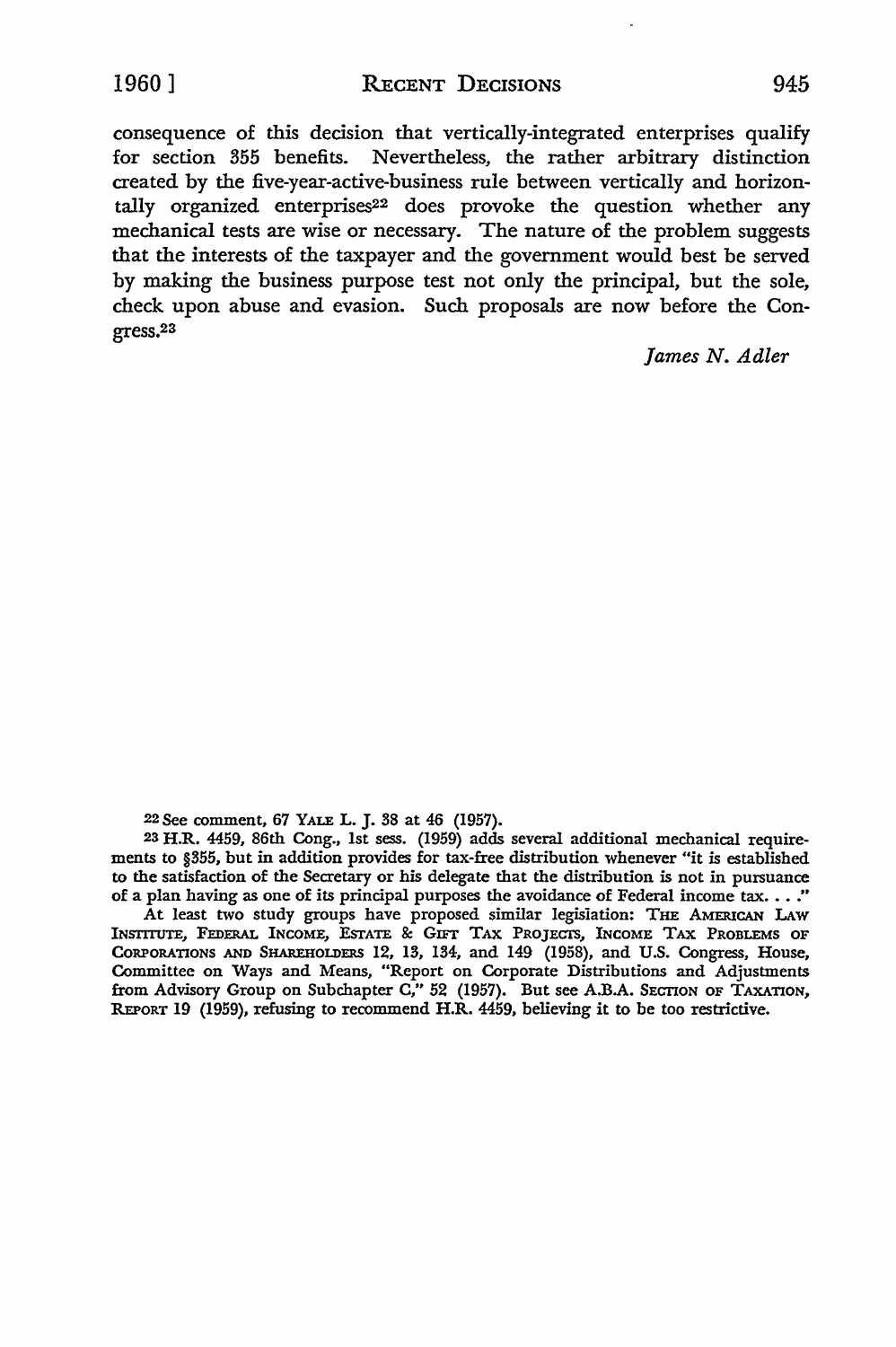consequence of this decision that vertically-integrated enterprises qualify for section 355 benefits. Nevertheless, the rather arbitrary distinction created by the five-year-active-business rule between vertically and horizontally organized enterprises[22] does provoke the question whether any mechanical tests are wise or necessary. The nature of the problem suggests that the interests of the taxpayer and the government would best be served by making the business purpose test not only the principal, but the sole, check upon abuse and evasion. Such proposals are now before the Congress.[23]

*James N. Adler*

[22] See comment, 67 YALE L. J. 38 at 46 (1957).

[23] H.R. 4459, 86th Cong., 1st sess. (1959) adds several additional mechanical requirements to §355, but in addition provides for tax-free distribution whenever "it is established to the satisfaction of the Secretary or his delegate that the distribution is not in pursuance of a plan having as one of its principal purposes the avoidance of Federal income tax. . . ."

At least two study groups have proposed similar legislation: THE AMERICAN LAW INSTITUTE, FEDERAL INCOME, ESTATE & GIFT TAX PROJECTS, INCOME TAX PROBLEMS OF CORPORATIONS AND SHAREHOLDERS 12, 13, 134, and 149 (1958), and U.S. Congress, House, Committee on Ways and Means, "Report on Corporate Distributions and Adjustments from Advisory Group on Subchapter C," 52 (1957). But see A.B.A. SECTION OF TAXATION, REPORT 19 (1959), refusing to recommend H.R. 4459, believing it to be too restrictive.